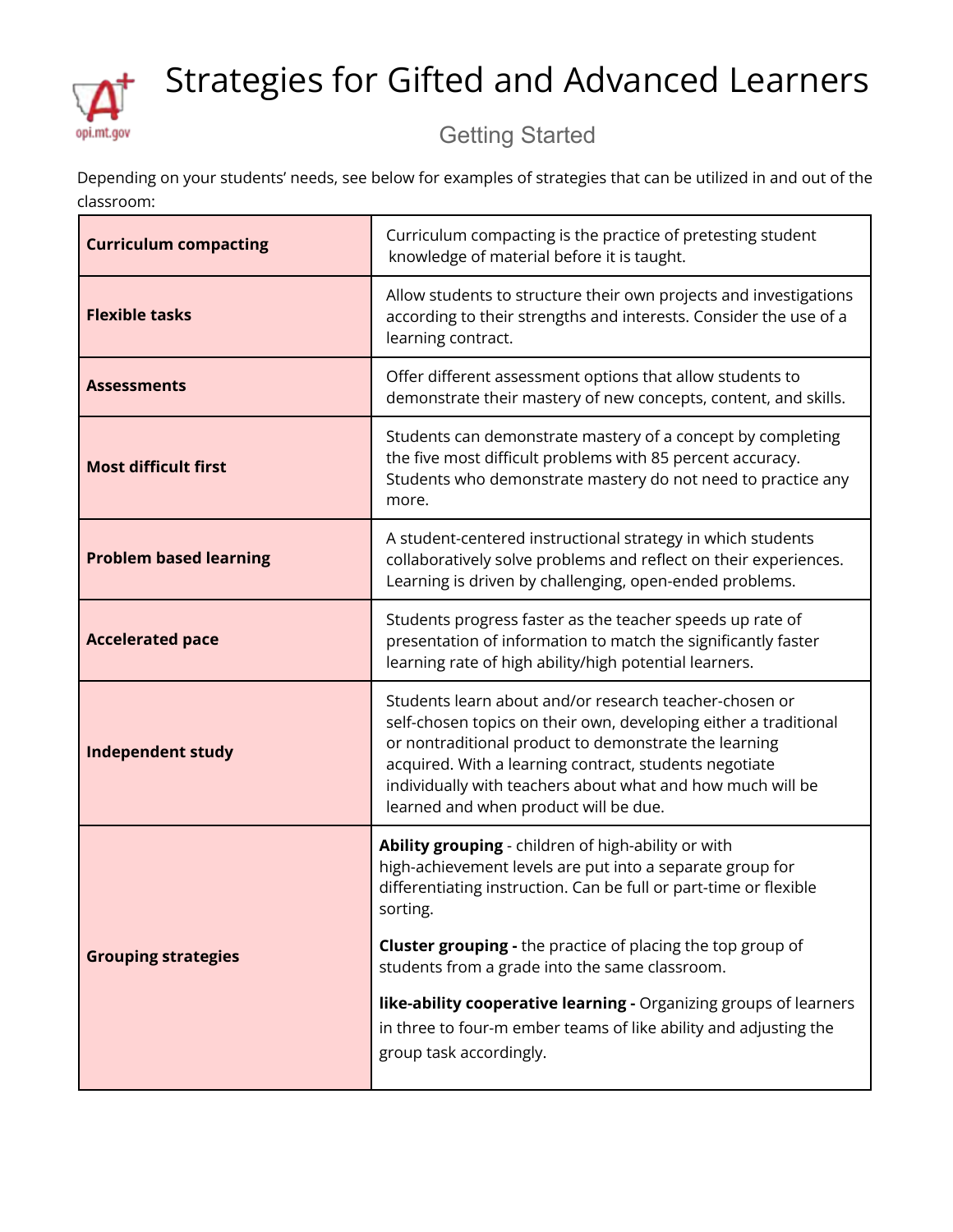# Strategies for Gifted and Advanced Learners

## Getting Started

Depending on your students' needs, see below for examples of strategies that can be utilized in and out of the classroom:

| | |
|---|---|
| **Curriculum compacting** | Curriculum compacting is the practice of pretesting student knowledge of material before it is taught. |
| **Flexible tasks** | Allow students to structure their own projects and investigations according to their strengths and interests. Consider the use of a learning contract. |
| **Assessments** | Offer different assessment options that allow students to demonstrate their mastery of new concepts, content, and skills. |
| **Most difficult first** | Students can demonstrate mastery of a concept by completing the five most difficult problems with 85 percent accuracy. Students who demonstrate mastery do not need to practice any more. |
| **Problem based learning** | A student-centered instructional strategy in which students collaboratively solve problems and reflect on their experiences. Learning is driven by challenging, open-ended problems. |
| **Accelerated pace** | Students progress faster as the teacher speeds up rate of presentation of information to match the significantly faster learning rate of high ability/high potential learners. |
| **Independent study** | Students learn about and/or research teacher-chosen or self-chosen topics on their own, developing either a traditional or nontraditional product to demonstrate the learning acquired. With a learning contract, students negotiate individually with teachers about what and how much will be learned and when product will be due. |
| **Grouping strategies** | **Ability grouping** - children of high-ability or with high-achievement levels are put into a separate group for differentiating instruction. Can be full or part-time or flexible sorting.<br><br>**Cluster grouping -** the practice of placing the top group of students from a grade into the same classroom.<br><br>**like-ability cooperative learning -** Organizing groups of learners in three to four-m ember teams of like ability and adjusting the group task accordingly. |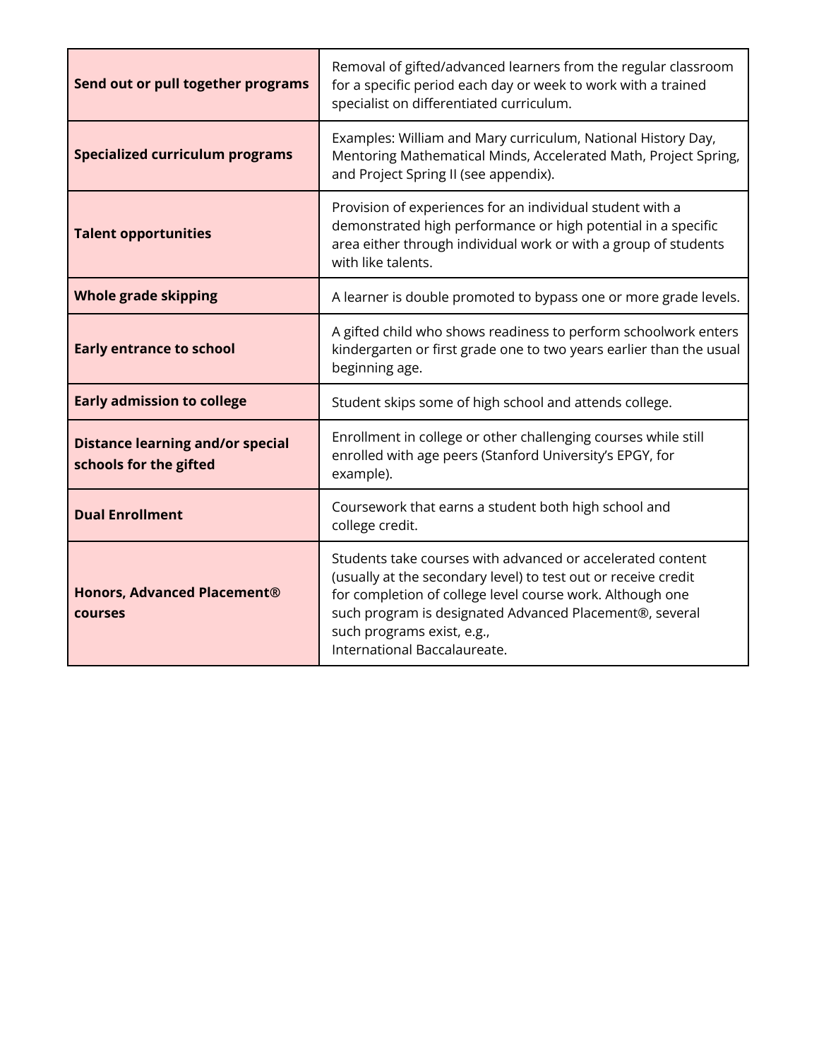| | |
|---|---|
| **Send out or pull together programs** | Removal of gifted/advanced learners from the regular classroom for a specific period each day or week to work with a trained specialist on differentiated curriculum. |
| **Specialized curriculum programs** | Examples: William and Mary curriculum, National History Day, Mentoring Mathematical Minds, Accelerated Math, Project Spring, and Project Spring II (see appendix). |
| **Talent opportunities** | Provision of experiences for an individual student with a demonstrated high performance or high potential in a specific area either through individual work or with a group of students with like talents. |
| **Whole grade skipping** | A learner is double promoted to bypass one or more grade levels. |
| **Early entrance to school** | A gifted child who shows readiness to perform schoolwork enters kindergarten or first grade one to two years earlier than the usual beginning age. |
| **Early admission to college** | Student skips some of high school and attends college. |
| **Distance learning and/or special schools for the gifted** | Enrollment in college or other challenging courses while still enrolled with age peers (Stanford University's EPGY, for example). |
| **Dual Enrollment** | Coursework that earns a student both high school and college credit. |
| **Honors, Advanced Placement® courses** | Students take courses with advanced or accelerated content (usually at the secondary level) to test out or receive credit for completion of college level course work. Although one such program is designated Advanced Placement®, several such programs exist, e.g., International Baccalaureate. |